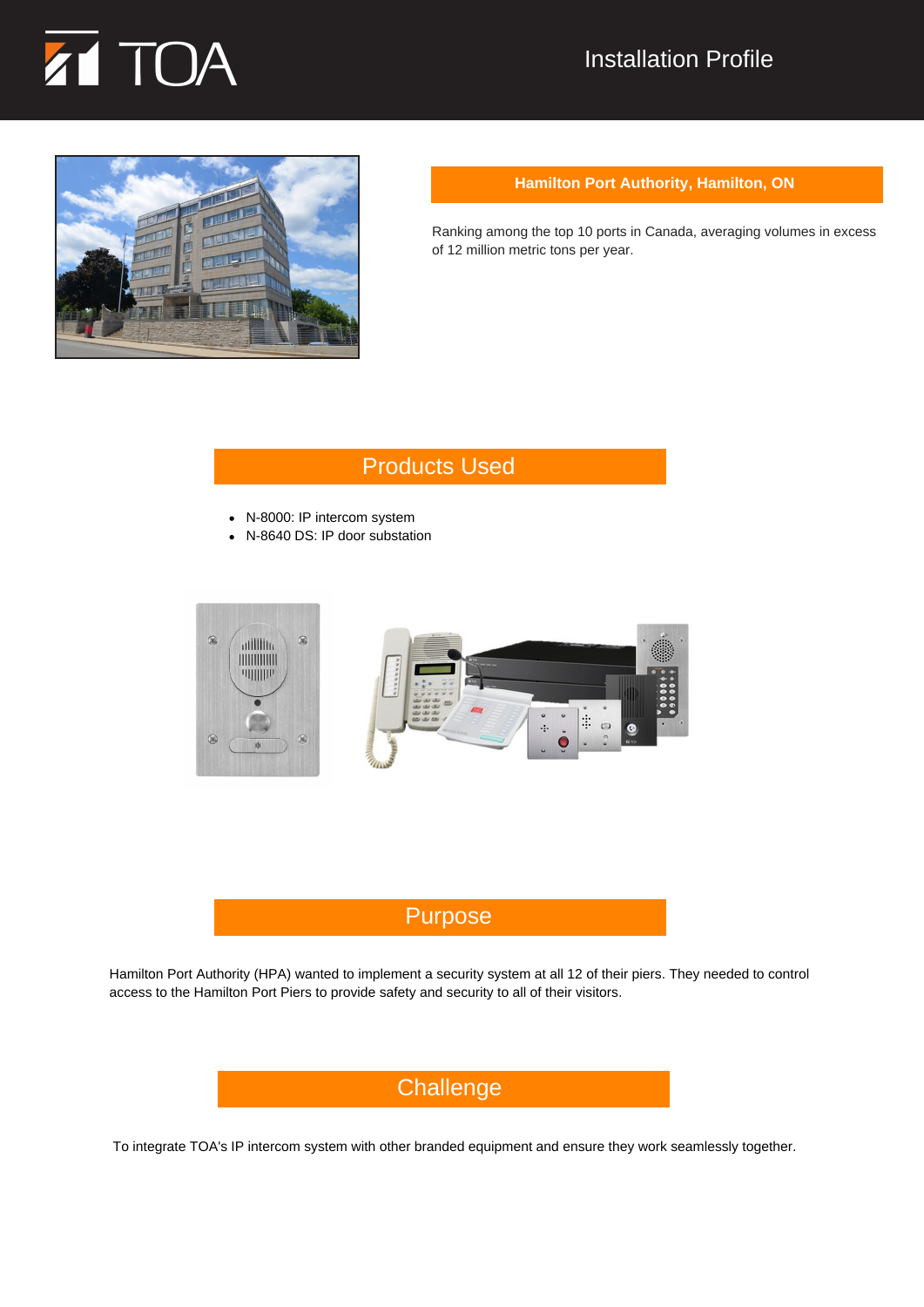# TOA Installation Profile

## Hamilton Port Authority, Hamilton, ON

Ranking among the top 10 ports in Canada, averaging volumes in excess of 12 million metric tons per year.

## Products Used

- N-8000: IP intercom system
- N-8640 DS: IP door substation

## Purpose

Hamilton Port Authority (HPA) wanted to implement a security system at all 12 of their piers. They needed to control access to the Hamilton Port Piers to provide safety and security to all of their visitors.

## Challenge

To integrate TOA's IP intercom system with other branded equipment and ensure they work seamlessly together.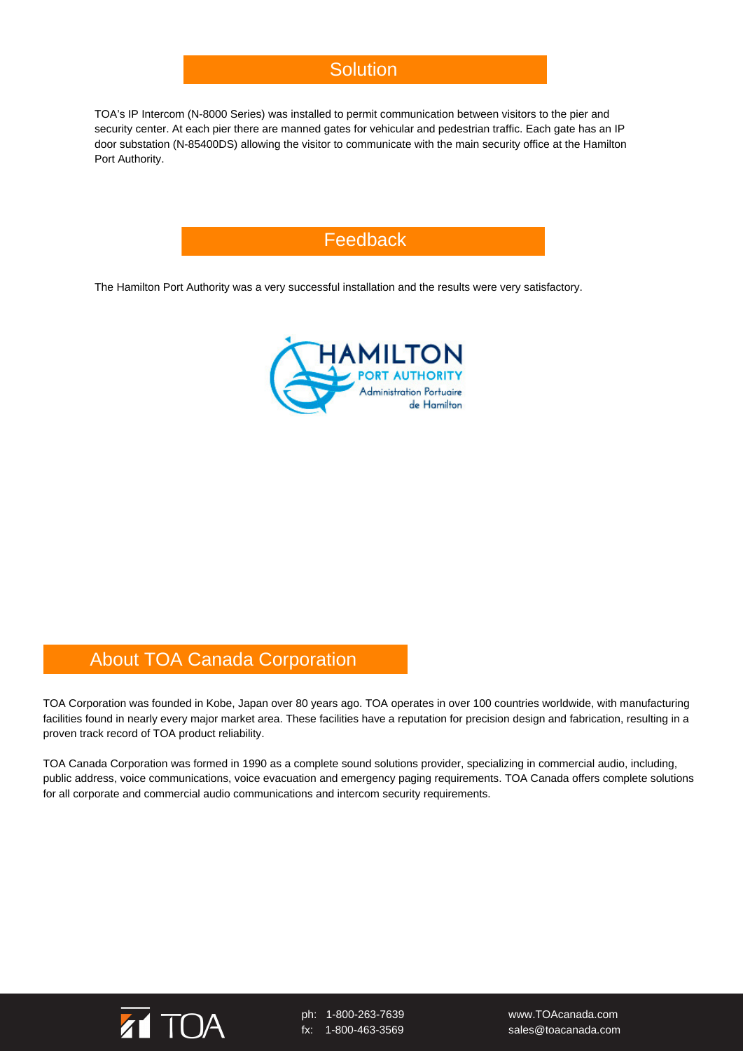## Solution

TOA's IP Intercom (N-8000 Series) was installed to permit communication between visitors to the pier and security center. At each pier there are manned gates for vehicular and pedestrian traffic. Each gate has an IP door substation (N-85400DS) allowing the visitor to communicate with the main security office at the Hamilton Port Authority.

## Feedback

The Hamilton Port Authority was a very successful installation and the results were very satisfactory.

HAMILTON
PORT AUTHORITY
Administration Portuaire de Hamilton

## About TOA Canada Corporation

TOA Corporation was founded in Kobe, Japan over 80 years ago. TOA operates in over 100 countries worldwide, with manufacturing facilities found in nearly every major market area. These facilities have a reputation for precision design and fabrication, resulting in a proven track record of TOA product reliability.

TOA Canada Corporation was formed in 1990 as a complete sound solutions provider, specializing in commercial audio, including, public address, voice communications, voice evacuation and emergency paging requirements. TOA Canada offers complete solutions for all corporate and commercial audio communications and intercom security requirements.

TOA

ph: 1-800-263-7639
fx: 1-800-463-3569

www.TOAcanada.com
sales@toacanada.com